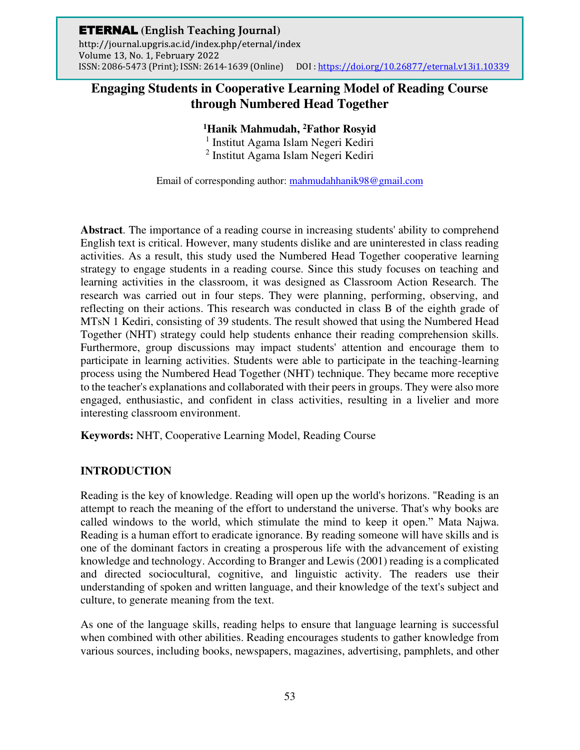# Engaging Students in Cooperative Learning Model of Reading Course through Numbered Head Together

**[1]Hanik Mahmudah, [2]Fathor Rosyid**

[1] Institut Agama Islam Negeri Kediri
[2] Institut Agama Islam Negeri Kediri

Email of corresponding author: mahmudahhanik98@gmail.com

**Abstract**. The importance of a reading course in increasing students' ability to comprehend English text is critical. However, many students dislike and are uninterested in class reading activities. As a result, this study used the Numbered Head Together cooperative learning strategy to engage students in a reading course. Since this study focuses on teaching and learning activities in the classroom, it was designed as Classroom Action Research. The research was carried out in four steps. They were planning, performing, observing, and reflecting on their actions. This research was conducted in class B of the eighth grade of MTsN 1 Kediri, consisting of 39 students. The result showed that using the Numbered Head Together (NHT) strategy could help students enhance their reading comprehension skills. Furthermore, group discussions may impact students' attention and encourage them to participate in learning activities. Students were able to participate in the teaching-learning process using the Numbered Head Together (NHT) technique. They became more receptive to the teacher's explanations and collaborated with their peers in groups. They were also more engaged, enthusiastic, and confident in class activities, resulting in a livelier and more interesting classroom environment.

**Keywords:** NHT, Cooperative Learning Model, Reading Course

## INTRODUCTION

Reading is the key of knowledge. Reading will open up the world's horizons. "Reading is an attempt to reach the meaning of the effort to understand the universe. That's why books are called windows to the world, which stimulate the mind to keep it open." Mata Najwa. Reading is a human effort to eradicate ignorance. By reading someone will have skills and is one of the dominant factors in creating a prosperous life with the advancement of existing knowledge and technology. According to Branger and Lewis (2001) reading is a complicated and directed sociocultural, cognitive, and linguistic activity. The readers use their understanding of spoken and written language, and their knowledge of the text's subject and culture, to generate meaning from the text.

As one of the language skills, reading helps to ensure that language learning is successful when combined with other abilities. Reading encourages students to gather knowledge from various sources, including books, newspapers, magazines, advertising, pamphlets, and other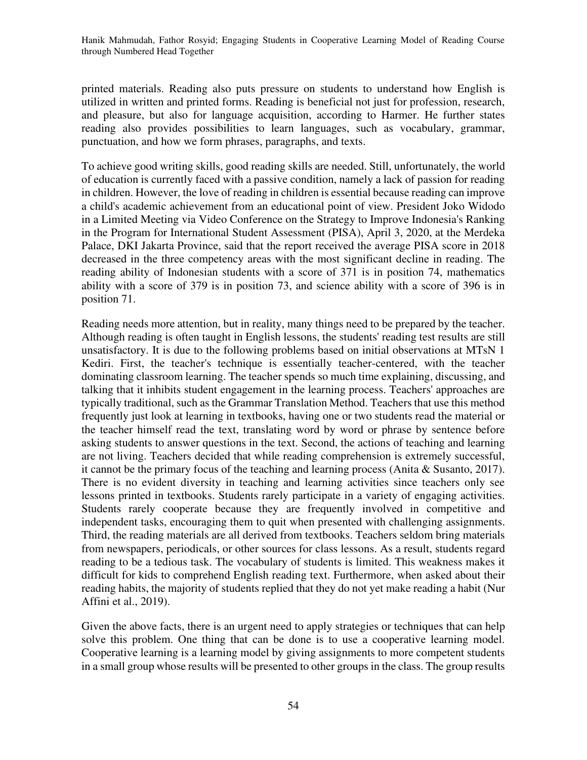printed materials. Reading also puts pressure on students to understand how English is utilized in written and printed forms. Reading is beneficial not just for profession, research, and pleasure, but also for language acquisition, according to Harmer. He further states reading also provides possibilities to learn languages, such as vocabulary, grammar, punctuation, and how we form phrases, paragraphs, and texts.

To achieve good writing skills, good reading skills are needed. Still, unfortunately, the world of education is currently faced with a passive condition, namely a lack of passion for reading in children. However, the love of reading in children is essential because reading can improve a child's academic achievement from an educational point of view. President Joko Widodo in a Limited Meeting via Video Conference on the Strategy to Improve Indonesia's Ranking in the Program for International Student Assessment (PISA), April 3, 2020, at the Merdeka Palace, DKI Jakarta Province, said that the report received the average PISA score in 2018 decreased in the three competency areas with the most significant decline in reading. The reading ability of Indonesian students with a score of 371 is in position 74, mathematics ability with a score of 379 is in position 73, and science ability with a score of 396 is in position 71.

Reading needs more attention, but in reality, many things need to be prepared by the teacher. Although reading is often taught in English lessons, the students' reading test results are still unsatisfactory. It is due to the following problems based on initial observations at MTsN 1 Kediri. First, the teacher's technique is essentially teacher-centered, with the teacher dominating classroom learning. The teacher spends so much time explaining, discussing, and talking that it inhibits student engagement in the learning process. Teachers' approaches are typically traditional, such as the Grammar Translation Method. Teachers that use this method frequently just look at learning in textbooks, having one or two students read the material or the teacher himself read the text, translating word by word or phrase by sentence before asking students to answer questions in the text. Second, the actions of teaching and learning are not living. Teachers decided that while reading comprehension is extremely successful, it cannot be the primary focus of the teaching and learning process (Anita & Susanto, 2017). There is no evident diversity in teaching and learning activities since teachers only see lessons printed in textbooks. Students rarely participate in a variety of engaging activities. Students rarely cooperate because they are frequently involved in competitive and independent tasks, encouraging them to quit when presented with challenging assignments. Third, the reading materials are all derived from textbooks. Teachers seldom bring materials from newspapers, periodicals, or other sources for class lessons. As a result, students regard reading to be a tedious task. The vocabulary of students is limited. This weakness makes it difficult for kids to comprehend English reading text. Furthermore, when asked about their reading habits, the majority of students replied that they do not yet make reading a habit (Nur Affini et al., 2019).

Given the above facts, there is an urgent need to apply strategies or techniques that can help solve this problem. One thing that can be done is to use a cooperative learning model. Cooperative learning is a learning model by giving assignments to more competent students in a small group whose results will be presented to other groups in the class. The group results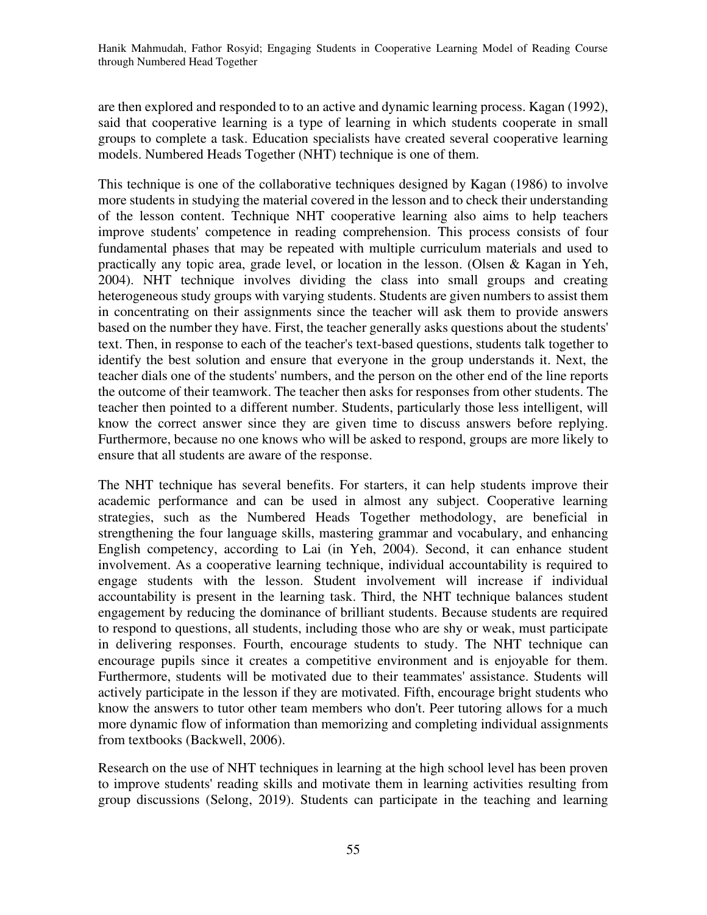are then explored and responded to to an active and dynamic learning process. Kagan (1992), said that cooperative learning is a type of learning in which students cooperate in small groups to complete a task. Education specialists have created several cooperative learning models. Numbered Heads Together (NHT) technique is one of them.

This technique is one of the collaborative techniques designed by Kagan (1986) to involve more students in studying the material covered in the lesson and to check their understanding of the lesson content. Technique NHT cooperative learning also aims to help teachers improve students' competence in reading comprehension. This process consists of four fundamental phases that may be repeated with multiple curriculum materials and used to practically any topic area, grade level, or location in the lesson. (Olsen & Kagan in Yeh, 2004). NHT technique involves dividing the class into small groups and creating heterogeneous study groups with varying students. Students are given numbers to assist them in concentrating on their assignments since the teacher will ask them to provide answers based on the number they have. First, the teacher generally asks questions about the students' text. Then, in response to each of the teacher's text-based questions, students talk together to identify the best solution and ensure that everyone in the group understands it. Next, the teacher dials one of the students' numbers, and the person on the other end of the line reports the outcome of their teamwork. The teacher then asks for responses from other students. The teacher then pointed to a different number. Students, particularly those less intelligent, will know the correct answer since they are given time to discuss answers before replying. Furthermore, because no one knows who will be asked to respond, groups are more likely to ensure that all students are aware of the response.

The NHT technique has several benefits. For starters, it can help students improve their academic performance and can be used in almost any subject. Cooperative learning strategies, such as the Numbered Heads Together methodology, are beneficial in strengthening the four language skills, mastering grammar and vocabulary, and enhancing English competency, according to Lai (in Yeh, 2004). Second, it can enhance student involvement. As a cooperative learning technique, individual accountability is required to engage students with the lesson. Student involvement will increase if individual accountability is present in the learning task. Third, the NHT technique balances student engagement by reducing the dominance of brilliant students. Because students are required to respond to questions, all students, including those who are shy or weak, must participate in delivering responses. Fourth, encourage students to study. The NHT technique can encourage pupils since it creates a competitive environment and is enjoyable for them. Furthermore, students will be motivated due to their teammates' assistance. Students will actively participate in the lesson if they are motivated. Fifth, encourage bright students who know the answers to tutor other team members who don't. Peer tutoring allows for a much more dynamic flow of information than memorizing and completing individual assignments from textbooks (Backwell, 2006).

Research on the use of NHT techniques in learning at the high school level has been proven to improve students' reading skills and motivate them in learning activities resulting from group discussions (Selong, 2019). Students can participate in the teaching and learning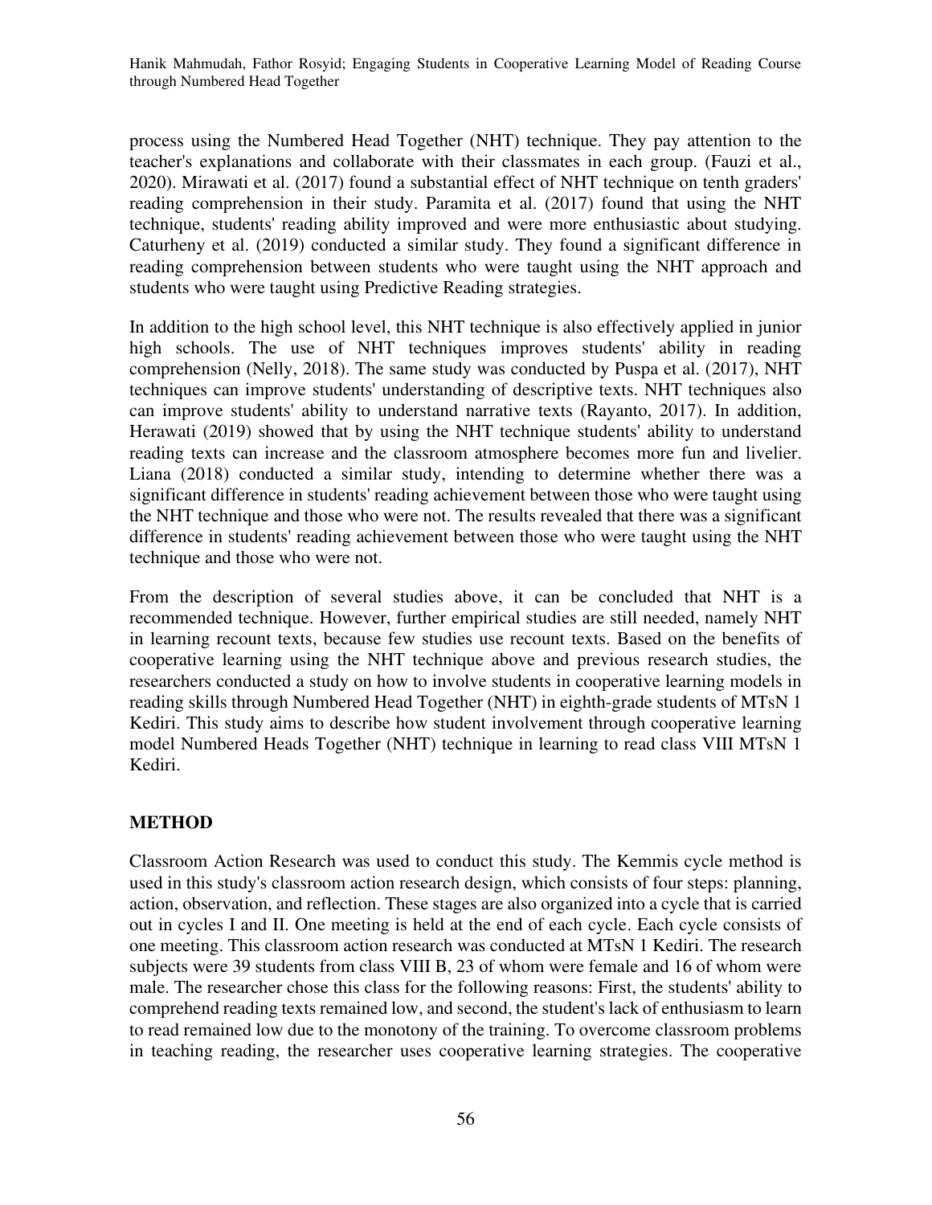process using the Numbered Head Together (NHT) technique. They pay attention to the teacher's explanations and collaborate with their classmates in each group. (Fauzi et al., 2020). Mirawati et al. (2017) found a substantial effect of NHT technique on tenth graders' reading comprehension in their study. Paramita et al. (2017) found that using the NHT technique, students' reading ability improved and were more enthusiastic about studying. Caturheny et al. (2019) conducted a similar study. They found a significant difference in reading comprehension between students who were taught using the NHT approach and students who were taught using Predictive Reading strategies.

In addition to the high school level, this NHT technique is also effectively applied in junior high schools. The use of NHT techniques improves students' ability in reading comprehension (Nelly, 2018). The same study was conducted by Puspa et al. (2017), NHT techniques can improve students' understanding of descriptive texts. NHT techniques also can improve students' ability to understand narrative texts (Rayanto, 2017). In addition, Herawati (2019) showed that by using the NHT technique students' ability to understand reading texts can increase and the classroom atmosphere becomes more fun and livelier. Liana (2018) conducted a similar study, intending to determine whether there was a significant difference in students' reading achievement between those who were taught using the NHT technique and those who were not. The results revealed that there was a significant difference in students' reading achievement between those who were taught using the NHT technique and those who were not.

From the description of several studies above, it can be concluded that NHT is a recommended technique. However, further empirical studies are still needed, namely NHT in learning recount texts, because few studies use recount texts. Based on the benefits of cooperative learning using the NHT technique above and previous research studies, the researchers conducted a study on how to involve students in cooperative learning models in reading skills through Numbered Head Together (NHT) in eighth-grade students of MTsN 1 Kediri. This study aims to describe how student involvement through cooperative learning model Numbered Heads Together (NHT) technique in learning to read class VIII MTsN 1 Kediri.

## METHOD

Classroom Action Research was used to conduct this study. The Kemmis cycle method is used in this study's classroom action research design, which consists of four steps: planning, action, observation, and reflection. These stages are also organized into a cycle that is carried out in cycles I and II. One meeting is held at the end of each cycle. Each cycle consists of one meeting. This classroom action research was conducted at MTsN 1 Kediri. The research subjects were 39 students from class VIII B, 23 of whom were female and 16 of whom were male. The researcher chose this class for the following reasons: First, the students' ability to comprehend reading texts remained low, and second, the student's lack of enthusiasm to learn to read remained low due to the monotony of the training. To overcome classroom problems in teaching reading, the researcher uses cooperative learning strategies. The cooperative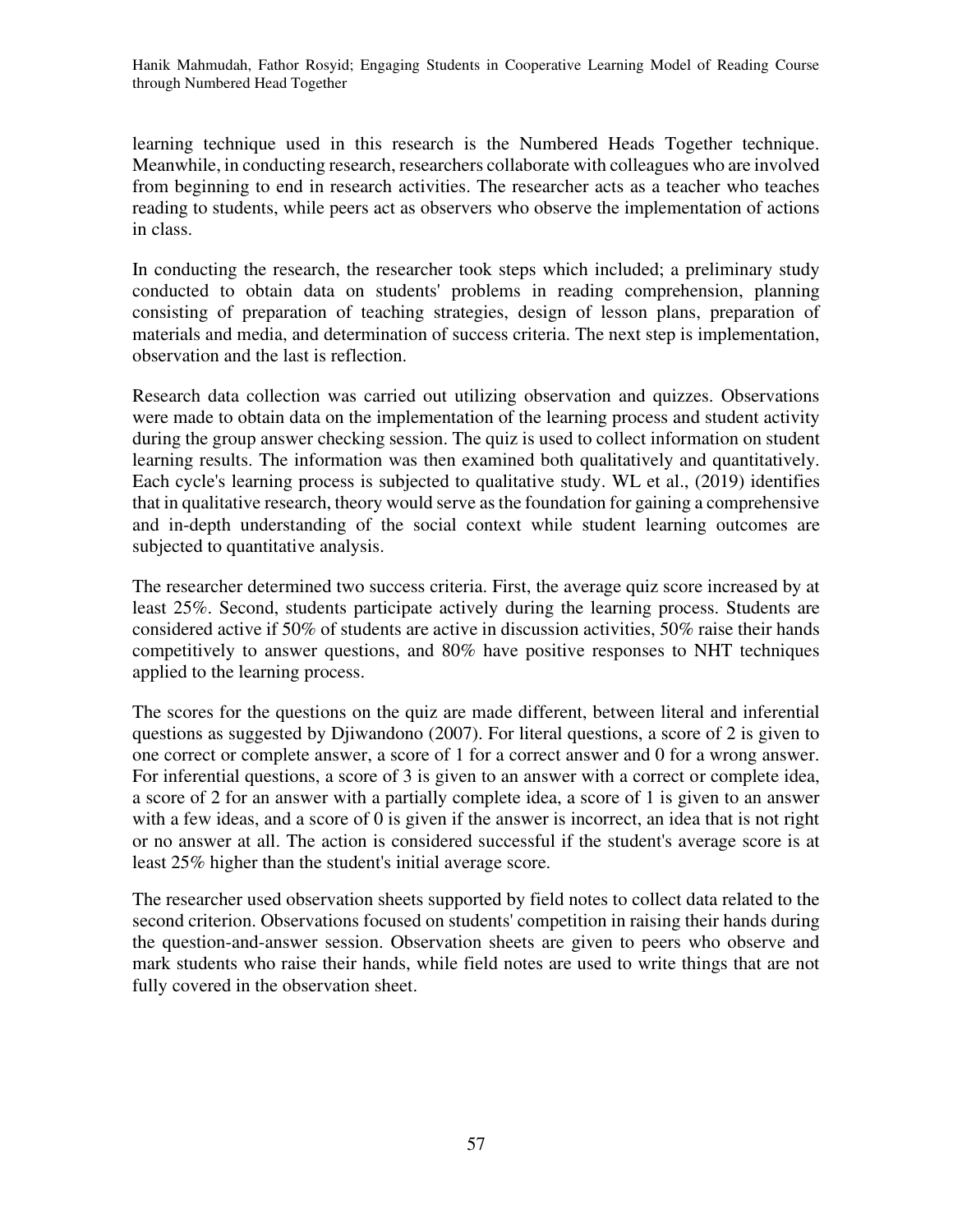learning technique used in this research is the Numbered Heads Together technique. Meanwhile, in conducting research, researchers collaborate with colleagues who are involved from beginning to end in research activities. The researcher acts as a teacher who teaches reading to students, while peers act as observers who observe the implementation of actions in class.

In conducting the research, the researcher took steps which included; a preliminary study conducted to obtain data on students' problems in reading comprehension, planning consisting of preparation of teaching strategies, design of lesson plans, preparation of materials and media, and determination of success criteria. The next step is implementation, observation and the last is reflection.

Research data collection was carried out utilizing observation and quizzes. Observations were made to obtain data on the implementation of the learning process and student activity during the group answer checking session. The quiz is used to collect information on student learning results. The information was then examined both qualitatively and quantitatively. Each cycle's learning process is subjected to qualitative study. WL et al., (2019) identifies that in qualitative research, theory would serve as the foundation for gaining a comprehensive and in-depth understanding of the social context while student learning outcomes are subjected to quantitative analysis.

The researcher determined two success criteria. First, the average quiz score increased by at least 25%. Second, students participate actively during the learning process. Students are considered active if 50% of students are active in discussion activities, 50% raise their hands competitively to answer questions, and 80% have positive responses to NHT techniques applied to the learning process.

The scores for the questions on the quiz are made different, between literal and inferential questions as suggested by Djiwandono (2007). For literal questions, a score of 2 is given to one correct or complete answer, a score of 1 for a correct answer and 0 for a wrong answer. For inferential questions, a score of 3 is given to an answer with a correct or complete idea, a score of 2 for an answer with a partially complete idea, a score of 1 is given to an answer with a few ideas, and a score of 0 is given if the answer is incorrect, an idea that is not right or no answer at all. The action is considered successful if the student's average score is at least 25% higher than the student's initial average score.

The researcher used observation sheets supported by field notes to collect data related to the second criterion. Observations focused on students' competition in raising their hands during the question-and-answer session. Observation sheets are given to peers who observe and mark students who raise their hands, while field notes are used to write things that are not fully covered in the observation sheet.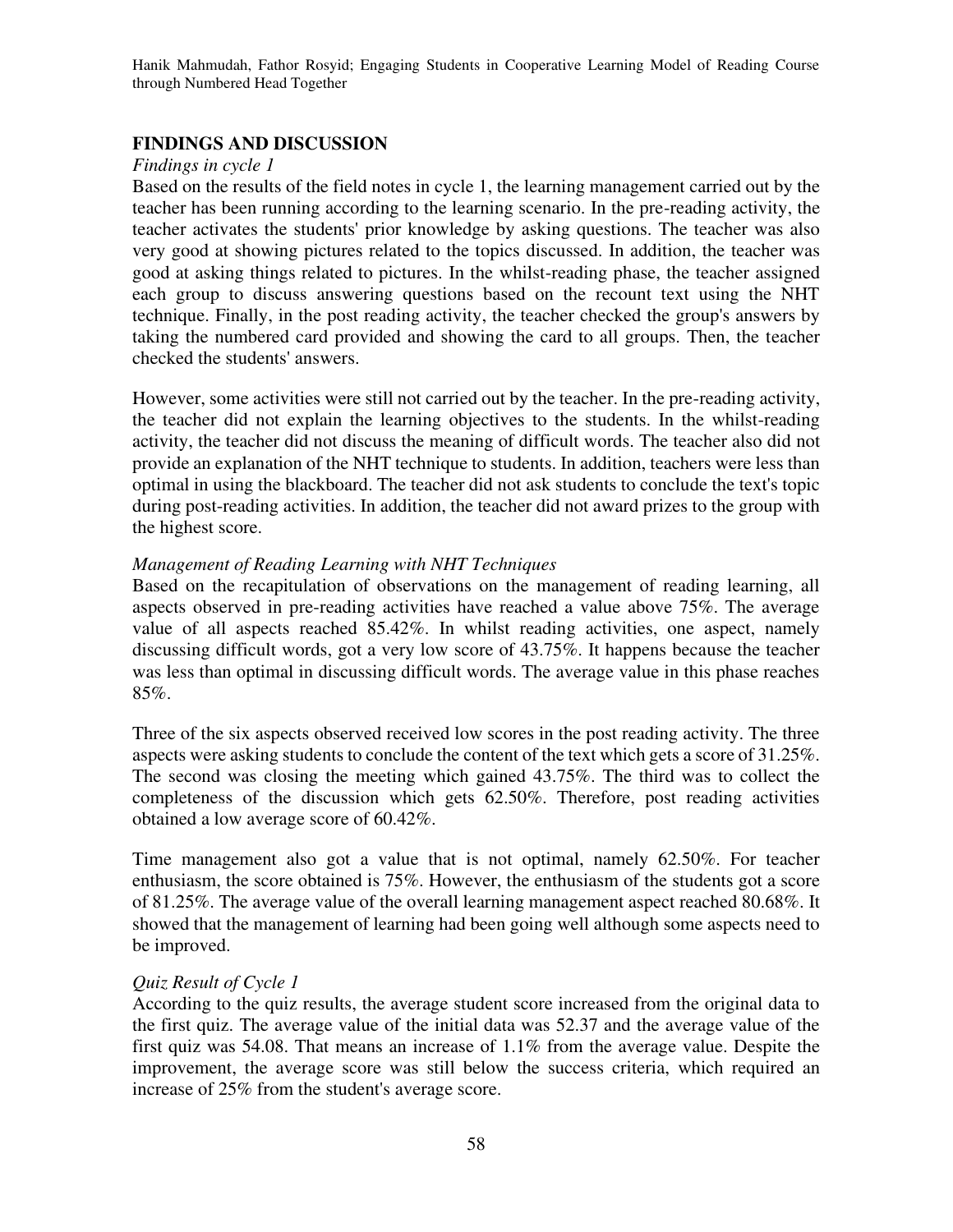## FINDINGS AND DISCUSSION

*Findings in cycle 1*

Based on the results of the field notes in cycle 1, the learning management carried out by the teacher has been running according to the learning scenario. In the pre-reading activity, the teacher activates the students' prior knowledge by asking questions. The teacher was also very good at showing pictures related to the topics discussed. In addition, the teacher was good at asking things related to pictures. In the whilst-reading phase, the teacher assigned each group to discuss answering questions based on the recount text using the NHT technique. Finally, in the post reading activity, the teacher checked the group's answers by taking the numbered card provided and showing the card to all groups. Then, the teacher checked the students' answers.

However, some activities were still not carried out by the teacher. In the pre-reading activity, the teacher did not explain the learning objectives to the students. In the whilst-reading activity, the teacher did not discuss the meaning of difficult words. The teacher also did not provide an explanation of the NHT technique to students. In addition, teachers were less than optimal in using the blackboard. The teacher did not ask students to conclude the text's topic during post-reading activities. In addition, the teacher did not award prizes to the group with the highest score.

*Management of Reading Learning with NHT Techniques*

Based on the recapitulation of observations on the management of reading learning, all aspects observed in pre-reading activities have reached a value above 75%. The average value of all aspects reached 85.42%. In whilst reading activities, one aspect, namely discussing difficult words, got a very low score of 43.75%. It happens because the teacher was less than optimal in discussing difficult words. The average value in this phase reaches 85%.

Three of the six aspects observed received low scores in the post reading activity. The three aspects were asking students to conclude the content of the text which gets a score of 31.25%. The second was closing the meeting which gained 43.75%. The third was to collect the completeness of the discussion which gets 62.50%. Therefore, post reading activities obtained a low average score of 60.42%.

Time management also got a value that is not optimal, namely 62.50%. For teacher enthusiasm, the score obtained is 75%. However, the enthusiasm of the students got a score of 81.25%. The average value of the overall learning management aspect reached 80.68%. It showed that the management of learning had been going well although some aspects need to be improved.

*Quiz Result of Cycle 1*

According to the quiz results, the average student score increased from the original data to the first quiz. The average value of the initial data was 52.37 and the average value of the first quiz was 54.08. That means an increase of 1.1% from the average value. Despite the improvement, the average score was still below the success criteria, which required an increase of 25% from the student's average score.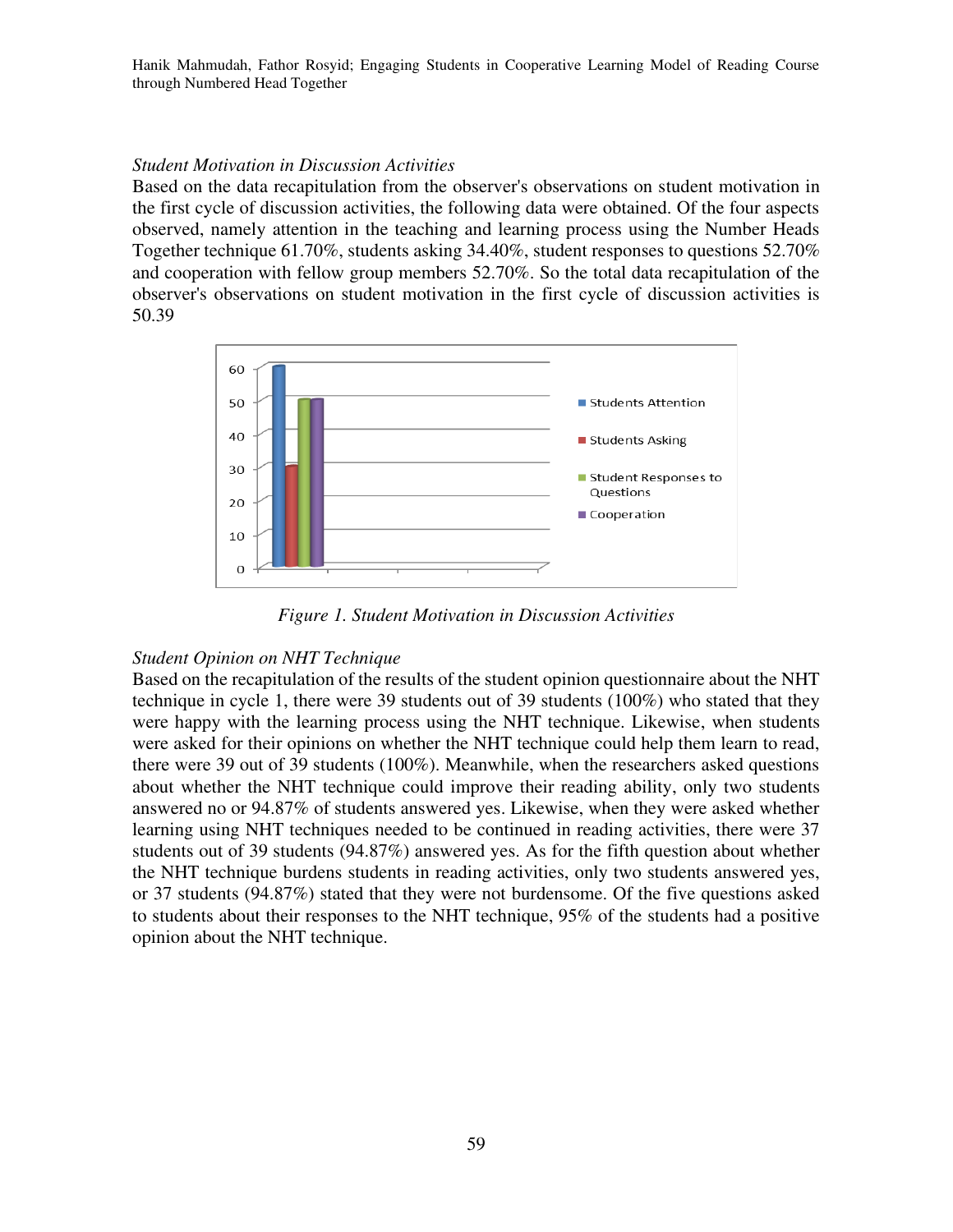*Student Motivation in Discussion Activities*

Based on the data recapitulation from the observer's observations on student motivation in the first cycle of discussion activities, the following data were obtained. Of the four aspects observed, namely attention in the teaching and learning process using the Number Heads Together technique 61.70%, students asking 34.40%, student responses to questions 52.70% and cooperation with fellow group members 52.70%. So the total data recapitulation of the observer's observations on student motivation in the first cycle of discussion activities is 50.39

*Figure 1. Student Motivation in Discussion Activities*

*Student Opinion on NHT Technique*

Based on the recapitulation of the results of the student opinion questionnaire about the NHT technique in cycle 1, there were 39 students out of 39 students (100%) who stated that they were happy with the learning process using the NHT technique. Likewise, when students were asked for their opinions on whether the NHT technique could help them learn to read, there were 39 out of 39 students (100%). Meanwhile, when the researchers asked questions about whether the NHT technique could improve their reading ability, only two students answered no or 94.87% of students answered yes. Likewise, when they were asked whether learning using NHT techniques needed to be continued in reading activities, there were 37 students out of 39 students (94.87%) answered yes. As for the fifth question about whether the NHT technique burdens students in reading activities, only two students answered yes, or 37 students (94.87%) stated that they were not burdensome. Of the five questions asked to students about their responses to the NHT technique, 95% of the students had a positive opinion about the NHT technique.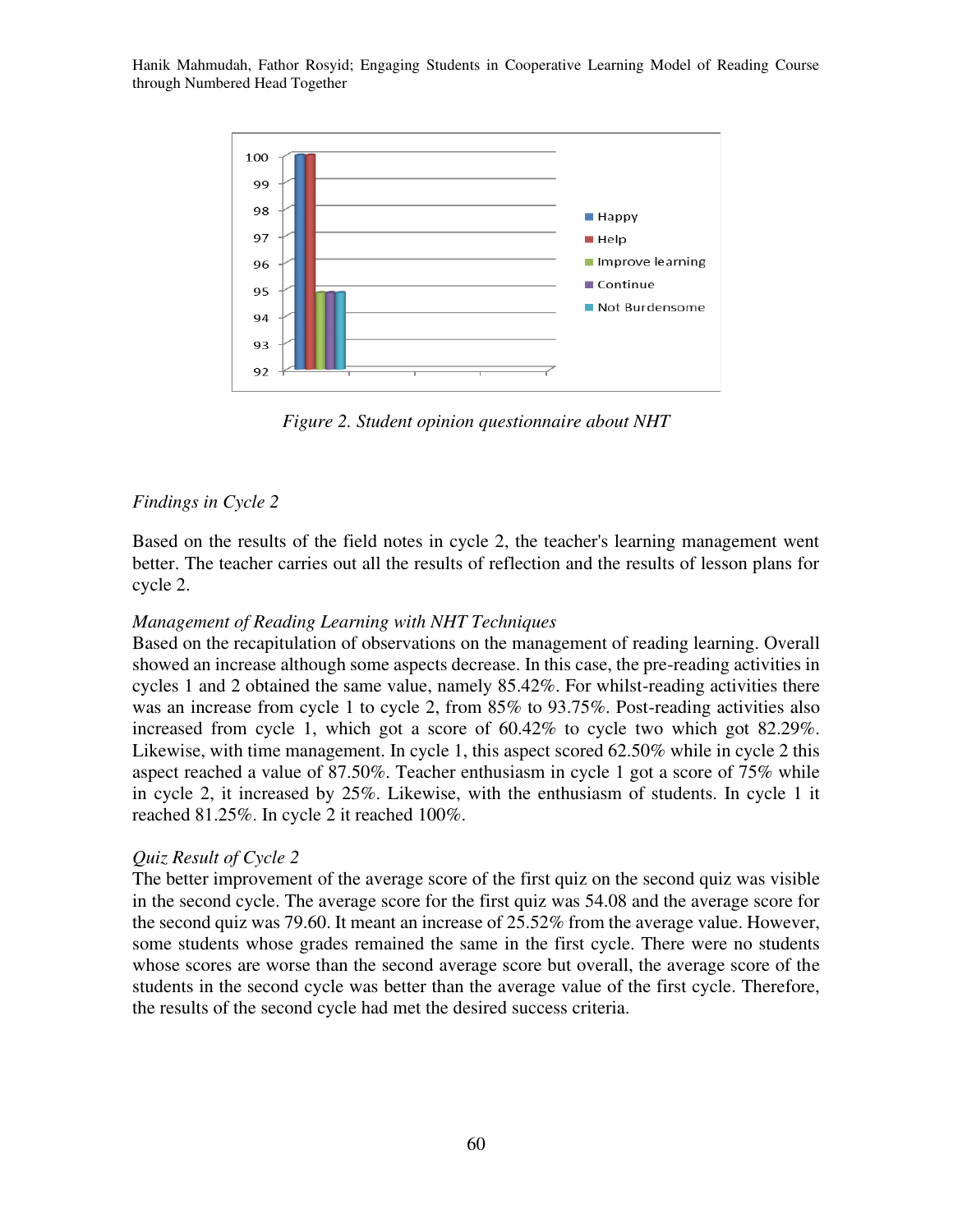*Figure 2. Student opinion questionnaire about NHT*

### *Findings in Cycle 2*

Based on the results of the field notes in cycle 2, the teacher's learning management went better. The teacher carries out all the results of reflection and the results of lesson plans for cycle 2.

#### *Management of Reading Learning with NHT Techniques*

Based on the recapitulation of observations on the management of reading learning. Overall showed an increase although some aspects decrease. In this case, the pre-reading activities in cycles 1 and 2 obtained the same value, namely 85.42%. For whilst-reading activities there was an increase from cycle 1 to cycle 2, from 85% to 93.75%. Post-reading activities also increased from cycle 1, which got a score of 60.42% to cycle two which got 82.29%. Likewise, with time management. In cycle 1, this aspect scored 62.50% while in cycle 2 this aspect reached a value of 87.50%. Teacher enthusiasm in cycle 1 got a score of 75% while in cycle 2, it increased by 25%. Likewise, with the enthusiasm of students. In cycle 1 it reached 81.25%. In cycle 2 it reached 100%.

#### *Quiz Result of Cycle 2*

The better improvement of the average score of the first quiz on the second quiz was visible in the second cycle. The average score for the first quiz was 54.08 and the average score for the second quiz was 79.60. It meant an increase of 25.52% from the average value. However, some students whose grades remained the same in the first cycle. There were no students whose scores are worse than the second average score but overall, the average score of the students in the second cycle was better than the average value of the first cycle. Therefore, the results of the second cycle had met the desired success criteria.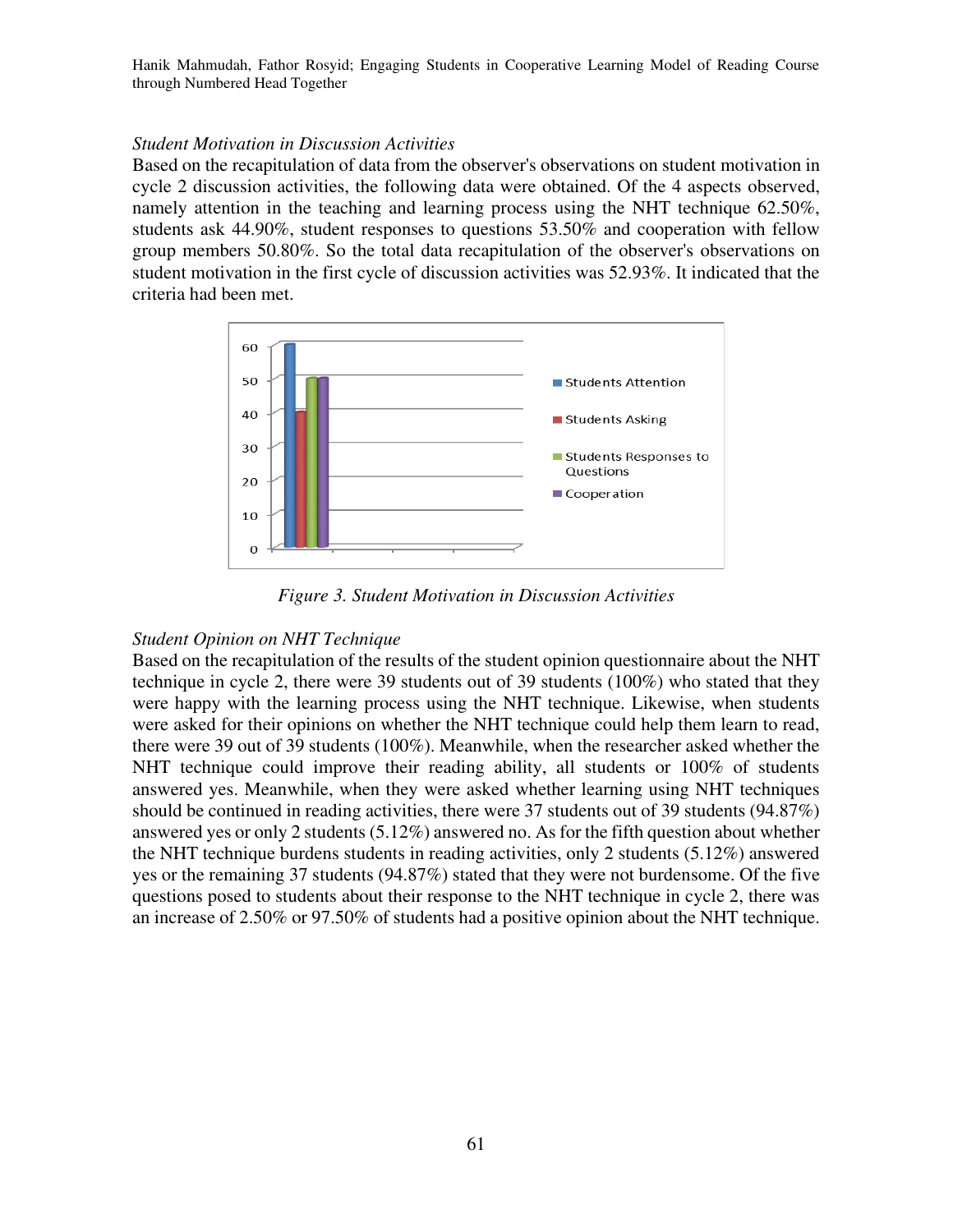*Student Motivation in Discussion Activities*

Based on the recapitulation of data from the observer's observations on student motivation in cycle 2 discussion activities, the following data were obtained. Of the 4 aspects observed, namely attention in the teaching and learning process using the NHT technique 62.50%, students ask 44.90%, student responses to questions 53.50% and cooperation with fellow group members 50.80%. So the total data recapitulation of the observer's observations on student motivation in the first cycle of discussion activities was 52.93%. It indicated that the criteria had been met.

*Figure 3. Student Motivation in Discussion Activities*

*Student Opinion on NHT Technique*

Based on the recapitulation of the results of the student opinion questionnaire about the NHT technique in cycle 2, there were 39 students out of 39 students (100%) who stated that they were happy with the learning process using the NHT technique. Likewise, when students were asked for their opinions on whether the NHT technique could help them learn to read, there were 39 out of 39 students (100%). Meanwhile, when the researcher asked whether the NHT technique could improve their reading ability, all students or 100% of students answered yes. Meanwhile, when they were asked whether learning using NHT techniques should be continued in reading activities, there were 37 students out of 39 students (94.87%) answered yes or only 2 students (5.12%) answered no. As for the fifth question about whether the NHT technique burdens students in reading activities, only 2 students (5.12%) answered yes or the remaining 37 students (94.87%) stated that they were not burdensome. Of the five questions posed to students about their response to the NHT technique in cycle 2, there was an increase of 2.50% or 97.50% of students had a positive opinion about the NHT technique.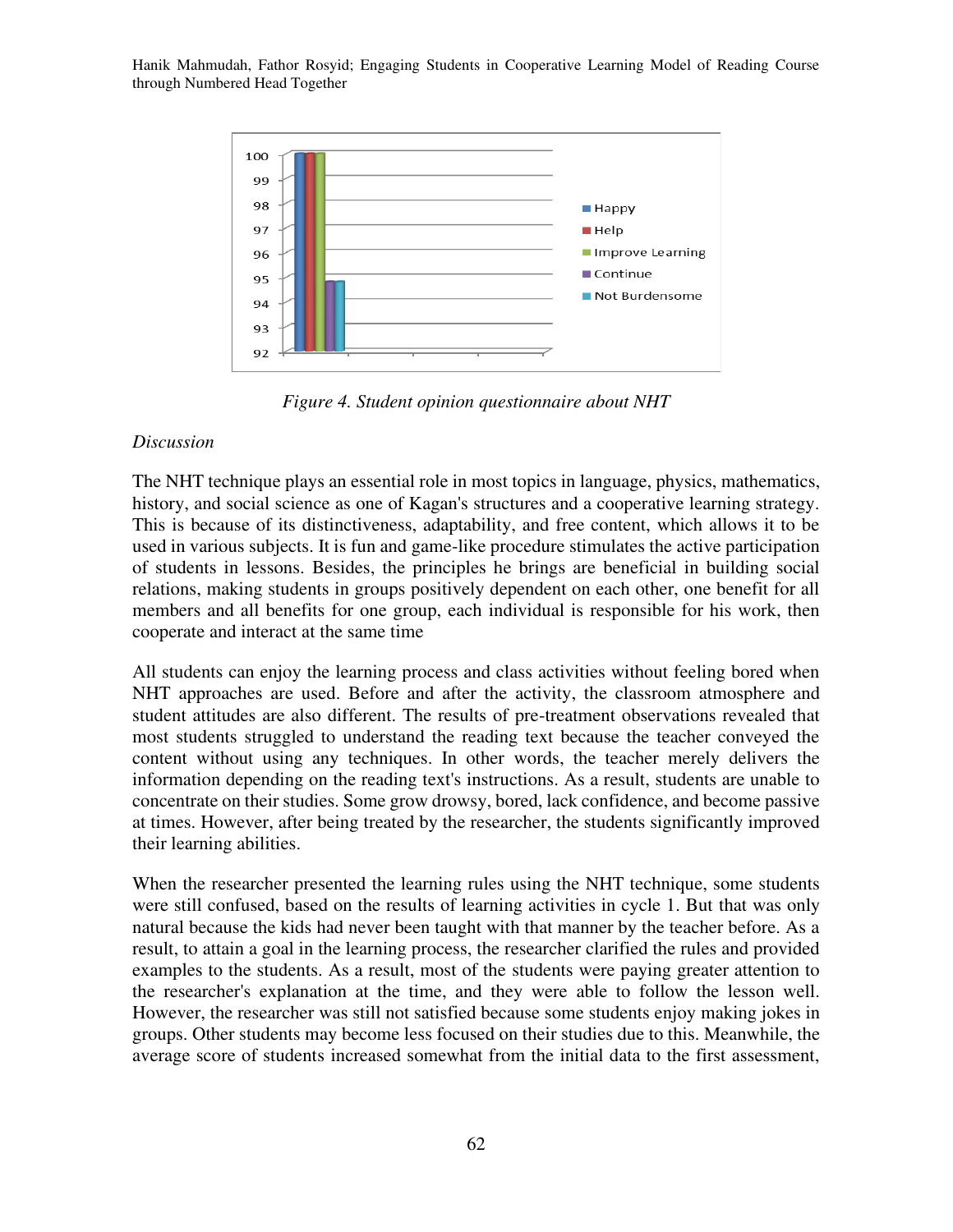*Figure 4. Student opinion questionnaire about NHT*

*Discussion*

The NHT technique plays an essential role in most topics in language, physics, mathematics, history, and social science as one of Kagan's structures and a cooperative learning strategy. This is because of its distinctiveness, adaptability, and free content, which allows it to be used in various subjects. It is fun and game-like procedure stimulates the active participation of students in lessons. Besides, the principles he brings are beneficial in building social relations, making students in groups positively dependent on each other, one benefit for all members and all benefits for one group, each individual is responsible for his work, then cooperate and interact at the same time

All students can enjoy the learning process and class activities without feeling bored when NHT approaches are used. Before and after the activity, the classroom atmosphere and student attitudes are also different. The results of pre-treatment observations revealed that most students struggled to understand the reading text because the teacher conveyed the content without using any techniques. In other words, the teacher merely delivers the information depending on the reading text's instructions. As a result, students are unable to concentrate on their studies. Some grow drowsy, bored, lack confidence, and become passive at times. However, after being treated by the researcher, the students significantly improved their learning abilities.

When the researcher presented the learning rules using the NHT technique, some students were still confused, based on the results of learning activities in cycle 1. But that was only natural because the kids had never been taught with that manner by the teacher before. As a result, to attain a goal in the learning process, the researcher clarified the rules and provided examples to the students. As a result, most of the students were paying greater attention to the researcher's explanation at the time, and they were able to follow the lesson well. However, the researcher was still not satisfied because some students enjoy making jokes in groups. Other students may become less focused on their studies due to this. Meanwhile, the average score of students increased somewhat from the initial data to the first assessment,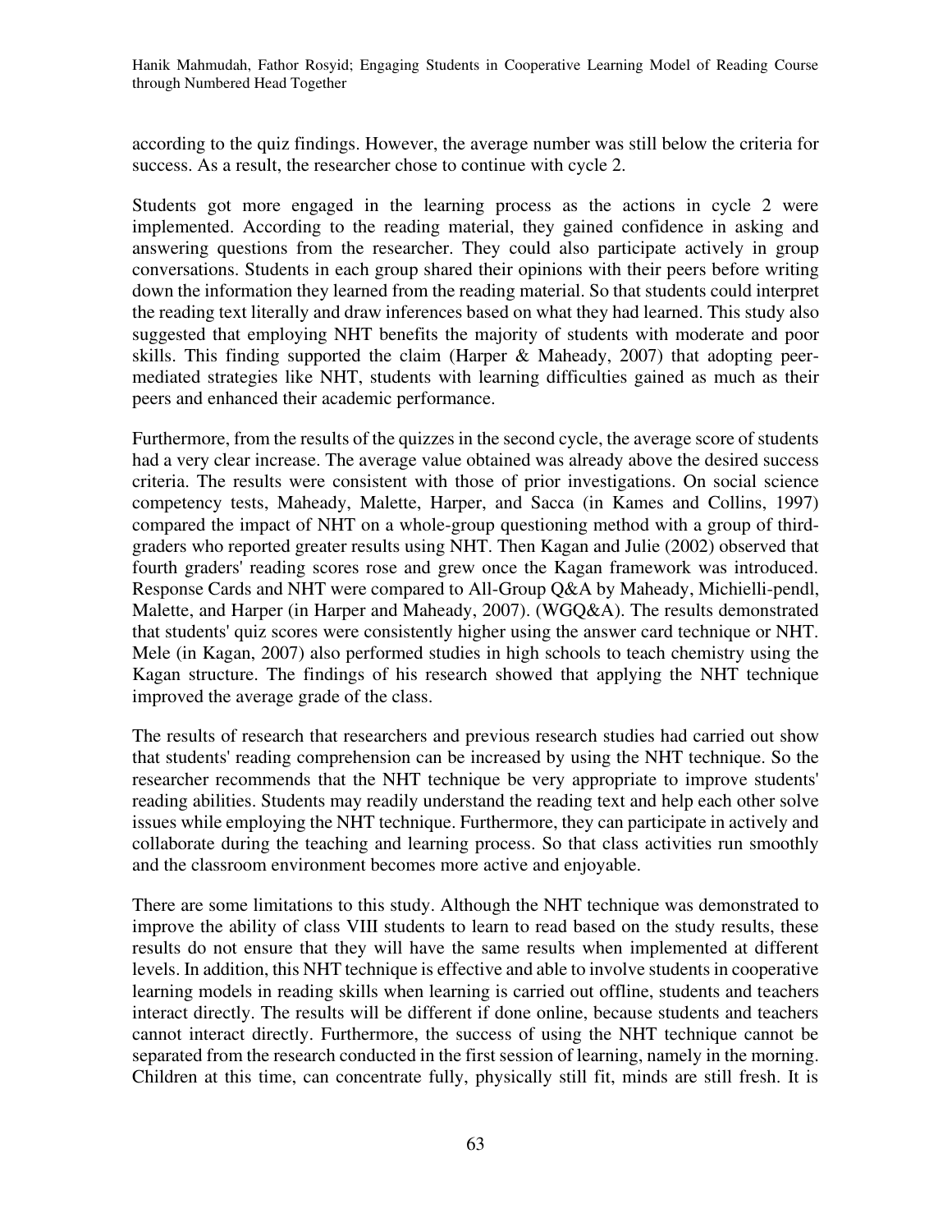according to the quiz findings. However, the average number was still below the criteria for success. As a result, the researcher chose to continue with cycle 2.

Students got more engaged in the learning process as the actions in cycle 2 were implemented. According to the reading material, they gained confidence in asking and answering questions from the researcher. They could also participate actively in group conversations. Students in each group shared their opinions with their peers before writing down the information they learned from the reading material. So that students could interpret the reading text literally and draw inferences based on what they had learned. This study also suggested that employing NHT benefits the majority of students with moderate and poor skills. This finding supported the claim (Harper & Maheady, 2007) that adopting peer-mediated strategies like NHT, students with learning difficulties gained as much as their peers and enhanced their academic performance.

Furthermore, from the results of the quizzes in the second cycle, the average score of students had a very clear increase. The average value obtained was already above the desired success criteria. The results were consistent with those of prior investigations. On social science competency tests, Maheady, Malette, Harper, and Sacca (in Kames and Collins, 1997) compared the impact of NHT on a whole-group questioning method with a group of third-graders who reported greater results using NHT. Then Kagan and Julie (2002) observed that fourth graders' reading scores rose and grew once the Kagan framework was introduced. Response Cards and NHT were compared to All-Group Q&A by Maheady, Michielli-pendl, Malette, and Harper (in Harper and Maheady, 2007). (WGQ&A). The results demonstrated that students' quiz scores were consistently higher using the answer card technique or NHT. Mele (in Kagan, 2007) also performed studies in high schools to teach chemistry using the Kagan structure. The findings of his research showed that applying the NHT technique improved the average grade of the class.

The results of research that researchers and previous research studies had carried out show that students' reading comprehension can be increased by using the NHT technique. So the researcher recommends that the NHT technique be very appropriate to improve students' reading abilities. Students may readily understand the reading text and help each other solve issues while employing the NHT technique. Furthermore, they can participate in actively and collaborate during the teaching and learning process. So that class activities run smoothly and the classroom environment becomes more active and enjoyable.

There are some limitations to this study. Although the NHT technique was demonstrated to improve the ability of class VIII students to learn to read based on the study results, these results do not ensure that they will have the same results when implemented at different levels. In addition, this NHT technique is effective and able to involve students in cooperative learning models in reading skills when learning is carried out offline, students and teachers interact directly. The results will be different if done online, because students and teachers cannot interact directly. Furthermore, the success of using the NHT technique cannot be separated from the research conducted in the first session of learning, namely in the morning. Children at this time, can concentrate fully, physically still fit, minds are still fresh. It is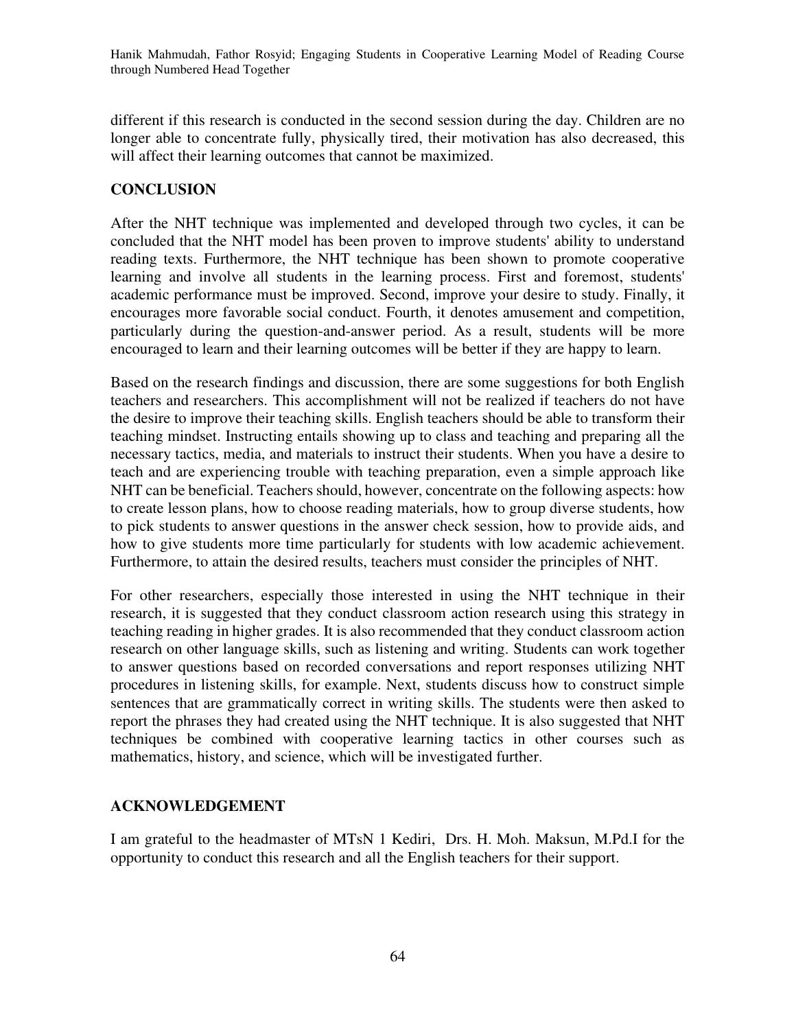different if this research is conducted in the second session during the day. Children are no longer able to concentrate fully, physically tired, their motivation has also decreased, this will affect their learning outcomes that cannot be maximized.

## CONCLUSION

After the NHT technique was implemented and developed through two cycles, it can be concluded that the NHT model has been proven to improve students' ability to understand reading texts. Furthermore, the NHT technique has been shown to promote cooperative learning and involve all students in the learning process. First and foremost, students' academic performance must be improved. Second, improve your desire to study. Finally, it encourages more favorable social conduct. Fourth, it denotes amusement and competition, particularly during the question-and-answer period. As a result, students will be more encouraged to learn and their learning outcomes will be better if they are happy to learn.

Based on the research findings and discussion, there are some suggestions for both English teachers and researchers. This accomplishment will not be realized if teachers do not have the desire to improve their teaching skills. English teachers should be able to transform their teaching mindset. Instructing entails showing up to class and teaching and preparing all the necessary tactics, media, and materials to instruct their students. When you have a desire to teach and are experiencing trouble with teaching preparation, even a simple approach like NHT can be beneficial. Teachers should, however, concentrate on the following aspects: how to create lesson plans, how to choose reading materials, how to group diverse students, how to pick students to answer questions in the answer check session, how to provide aids, and how to give students more time particularly for students with low academic achievement. Furthermore, to attain the desired results, teachers must consider the principles of NHT.

For other researchers, especially those interested in using the NHT technique in their research, it is suggested that they conduct classroom action research using this strategy in teaching reading in higher grades. It is also recommended that they conduct classroom action research on other language skills, such as listening and writing. Students can work together to answer questions based on recorded conversations and report responses utilizing NHT procedures in listening skills, for example. Next, students discuss how to construct simple sentences that are grammatically correct in writing skills. The students were then asked to report the phrases they had created using the NHT technique. It is also suggested that NHT techniques be combined with cooperative learning tactics in other courses such as mathematics, history, and science, which will be investigated further.

## ACKNOWLEDGEMENT

I am grateful to the headmaster of MTsN 1 Kediri, Drs. H. Moh. Maksun, M.Pd.I for the opportunity to conduct this research and all the English teachers for their support.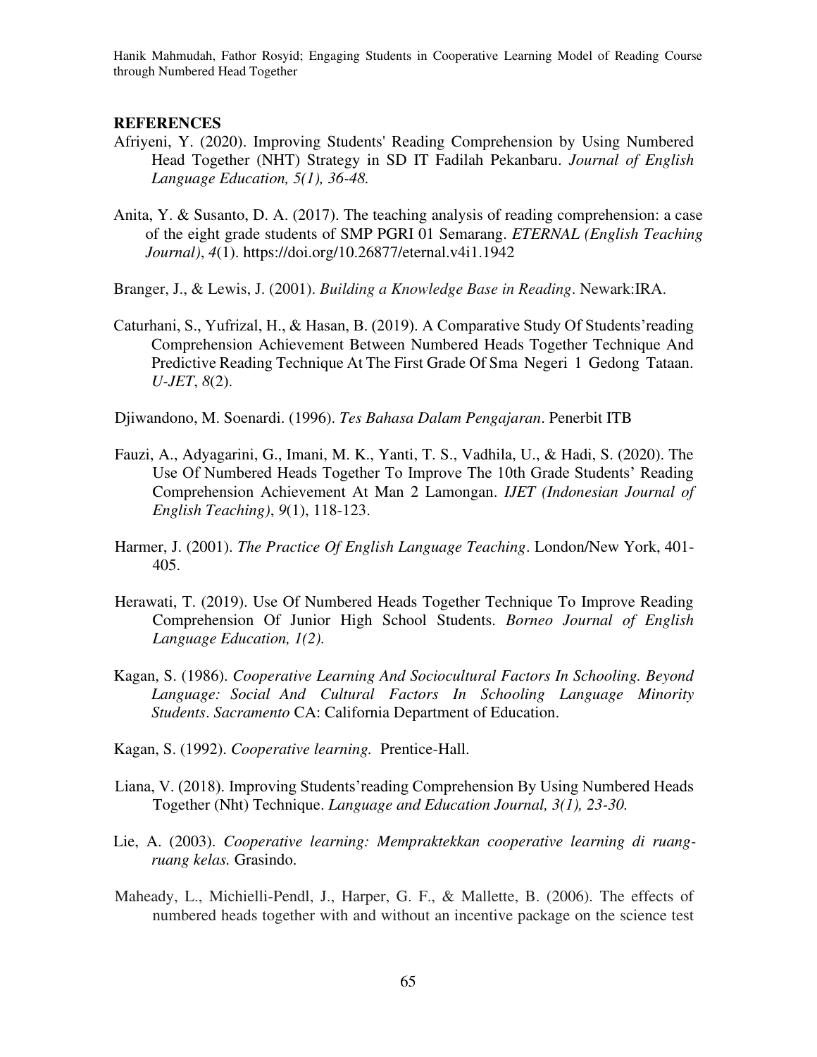## REFERENCES

Afriyeni, Y. (2020). Improving Students' Reading Comprehension by Using Numbered Head Together (NHT) Strategy in SD IT Fadilah Pekanbaru. *Journal of English Language Education, 5(1), 36-48.*

Anita, Y. & Susanto, D. A. (2017). The teaching analysis of reading comprehension: a case of the eight grade students of SMP PGRI 01 Semarang. *ETERNAL (English Teaching Journal)*, *4*(1). https://doi.org/10.26877/eternal.v4i1.1942

Branger, J., & Lewis, J. (2001). *Building a Knowledge Base in Reading*. Newark:IRA.

Caturhani, S., Yufrizal, H., & Hasan, B. (2019). A Comparative Study Of Students'reading Comprehension Achievement Between Numbered Heads Together Technique And Predictive Reading Technique At The First Grade Of Sma Negeri 1 Gedong Tataan. *U-JET*, *8*(2).

Djiwandono, M. Soenardi. (1996). *Tes Bahasa Dalam Pengajaran*. Penerbit ITB

Fauzi, A., Adyagarini, G., Imani, M. K., Yanti, T. S., Vadhila, U., & Hadi, S. (2020). The Use Of Numbered Heads Together To Improve The 10th Grade Students' Reading Comprehension Achievement At Man 2 Lamongan. *IJET (Indonesian Journal of English Teaching)*, *9*(1), 118-123.

Harmer, J. (2001). *The Practice Of English Language Teaching*. London/New York, 401-405.

Herawati, T. (2019). Use Of Numbered Heads Together Technique To Improve Reading Comprehension Of Junior High School Students. *Borneo Journal of English Language Education, 1(2).*

Kagan, S. (1986). *Cooperative Learning And Sociocultural Factors In Schooling. Beyond Language: Social And Cultural Factors In Schooling Language Minority Students*. *Sacramento* CA: California Department of Education.

Kagan, S. (1992). *Cooperative learning.* Prentice-Hall.

Liana, V. (2018). Improving Students'reading Comprehension By Using Numbered Heads Together (Nht) Technique. *Language and Education Journal, 3(1), 23-30.*

Lie, A. (2003). *Cooperative learning: Mempraktekkan cooperative learning di ruang-ruang kelas.* Grasindo.

Maheady, L., Michielli-Pendl, J., Harper, G. F., & Mallette, B. (2006). The effects of numbered heads together with and without an incentive package on the science test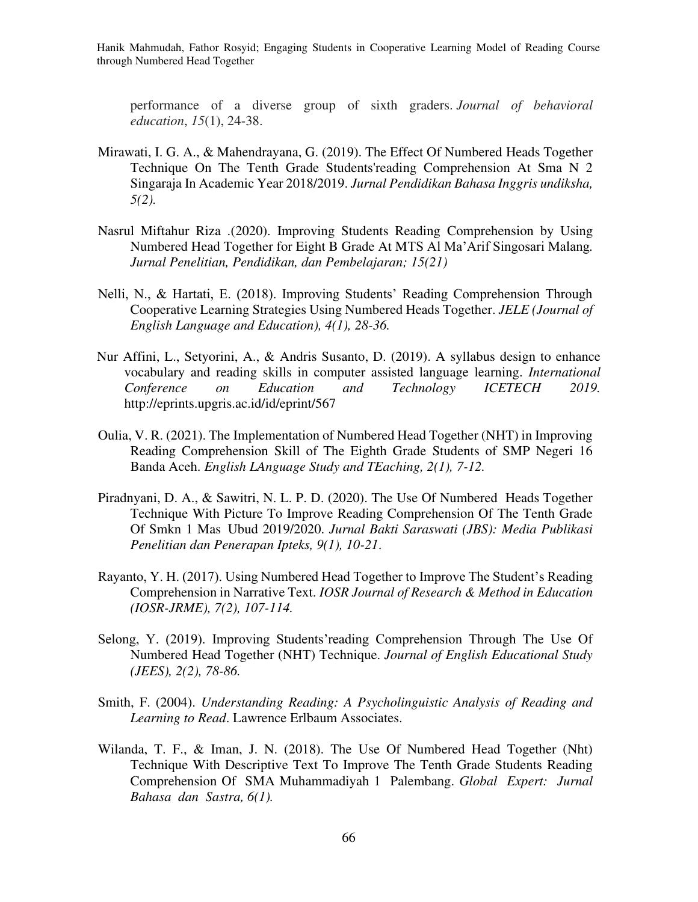performance of a diverse group of sixth graders. *Journal of behavioral education*, *15*(1), 24-38.

Mirawati, I. G. A., & Mahendrayana, G. (2019). The Effect Of Numbered Heads Together Technique On The Tenth Grade Students'reading Comprehension At Sma N 2 Singaraja In Academic Year 2018/2019. *Jurnal Pendidikan Bahasa Inggris undiksha, 5(2).*

Nasrul Miftahur Riza .(2020). Improving Students Reading Comprehension by Using Numbered Head Together for Eight B Grade At MTS Al Ma'Arif Singosari Malang. *Jurnal Penelitian, Pendidikan, dan Pembelajaran; 15(21)*

Nelli, N., & Hartati, E. (2018). Improving Students' Reading Comprehension Through Cooperative Learning Strategies Using Numbered Heads Together. *JELE (Journal of English Language and Education), 4(1), 28-36.*

Nur Affini, L., Setyorini, A., & Andris Susanto, D. (2019). A syllabus design to enhance vocabulary and reading skills in computer assisted language learning. *International Conference on Education and Technology ICETECH 2019.* http://eprints.upgris.ac.id/id/eprint/567

Oulia, V. R. (2021). The Implementation of Numbered Head Together (NHT) in Improving Reading Comprehension Skill of The Eighth Grade Students of SMP Negeri 16 Banda Aceh. *English LAnguage Study and TEaching, 2(1), 7-12.*

Piradnyani, D. A., & Sawitri, N. L. P. D. (2020). The Use Of Numbered Heads Together Technique With Picture To Improve Reading Comprehension Of The Tenth Grade Of Smkn 1 Mas Ubud 2019/2020. *Jurnal Bakti Saraswati (JBS): Media Publikasi Penelitian dan Penerapan Ipteks, 9(1), 10-21.*

Rayanto, Y. H. (2017). Using Numbered Head Together to Improve The Student's Reading Comprehension in Narrative Text. *IOSR Journal of Research & Method in Education (IOSR-JRME), 7(2), 107-114.*

Selong, Y. (2019). Improving Students'reading Comprehension Through The Use Of Numbered Head Together (NHT) Technique. *Journal of English Educational Study (JEES), 2(2), 78-86.*

Smith, F. (2004). *Understanding Reading: A Psycholinguistic Analysis of Reading and Learning to Read*. Lawrence Erlbaum Associates.

Wilanda, T. F., & Iman, J. N. (2018). The Use Of Numbered Head Together (Nht) Technique With Descriptive Text To Improve The Tenth Grade Students Reading Comprehension Of SMA Muhammadiyah 1 Palembang. *Global Expert: Jurnal Bahasa dan Sastra, 6(1).*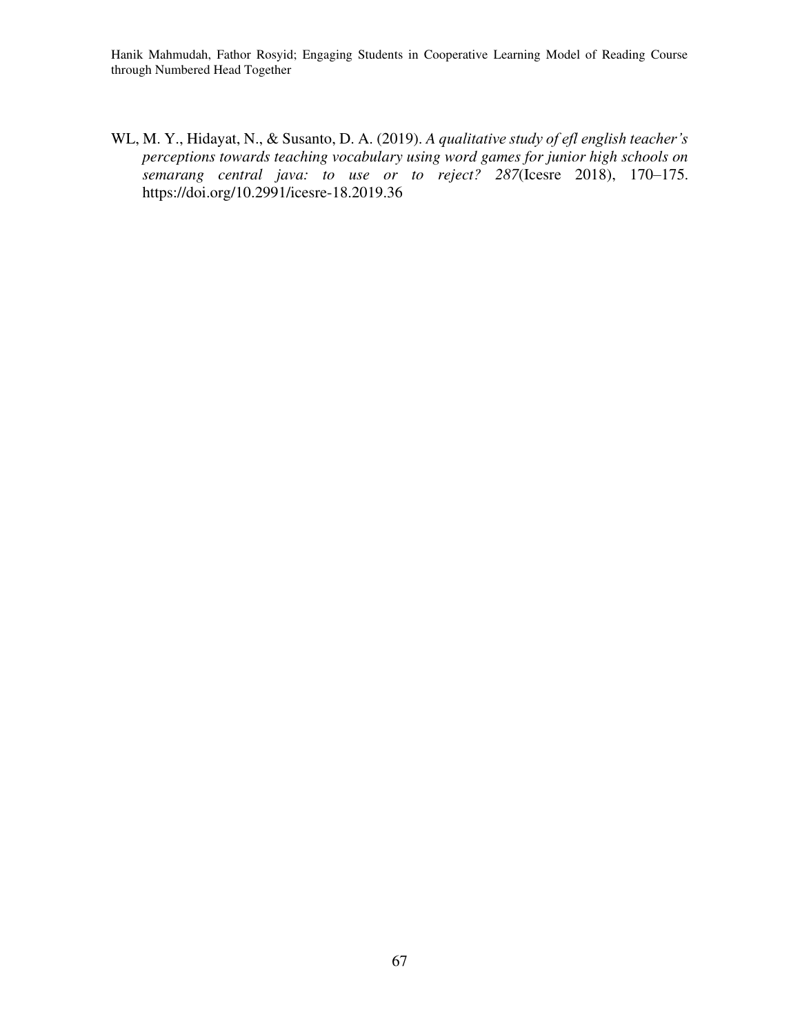WL, M. Y., Hidayat, N., & Susanto, D. A. (2019). *A qualitative study of efl english teacher's perceptions towards teaching vocabulary using word games for junior high schools on semarang central java: to use or to reject? 287*(Icesre 2018), 170–175. https://doi.org/10.2991/icesre-18.2019.36